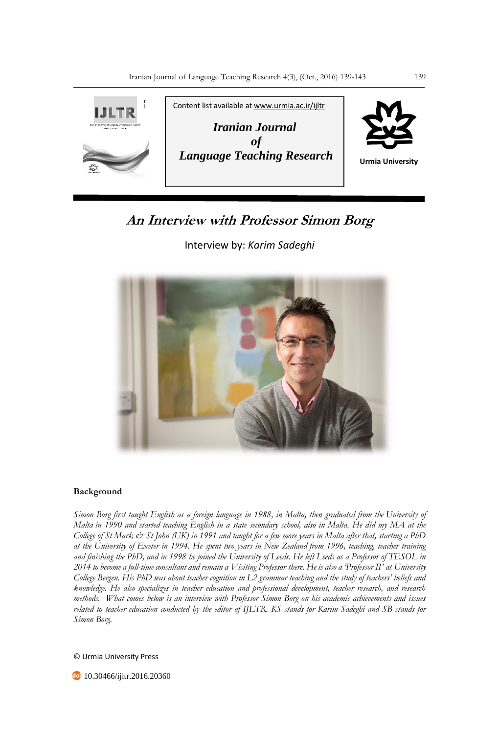Content list available at www.urmia.ac.ir/ijltr

***Iranian Journal of Language Teaching Research***

**Urmia University**

# *An Interview with Professor Simon Borg*

Interview by: *Karim Sadeghi*

## Background

*Simon Borg first taught English as a foreign language in 1988, in Malta, then graduated from the University of Malta in 1990 and started teaching English in a state secondary school, also in Malta. He did my MA at the College of St Mark & St John (UK) in 1991 and taught for a few more years in Malta after that, starting a PhD at the University of Exeter in 1994. He spent two years in New Zealand from 1996, teaching, teacher training and finishing the PhD, and in 1998 he joined the University of Leeds. He left Leeds as a Professor of TESOL in 2014 to become a full-time consultant and remain a Visiting Professor there. He is also a 'Professor II' at University College Bergen. His PhD was about teacher cognition in L2 grammar teaching and the study of teachers' beliefs and knowledge. He also specializes in teacher education and professional development, teacher research, and research methods. What comes below is an interview with Professor Simon Borg on his academic achievements and issues related to teacher education conducted by the editor of IJLTR. KS stands for Karim Sadeghi and SB stands for Simon Borg.*

© Urmia University Press

10.30466/ijltr.2016.20360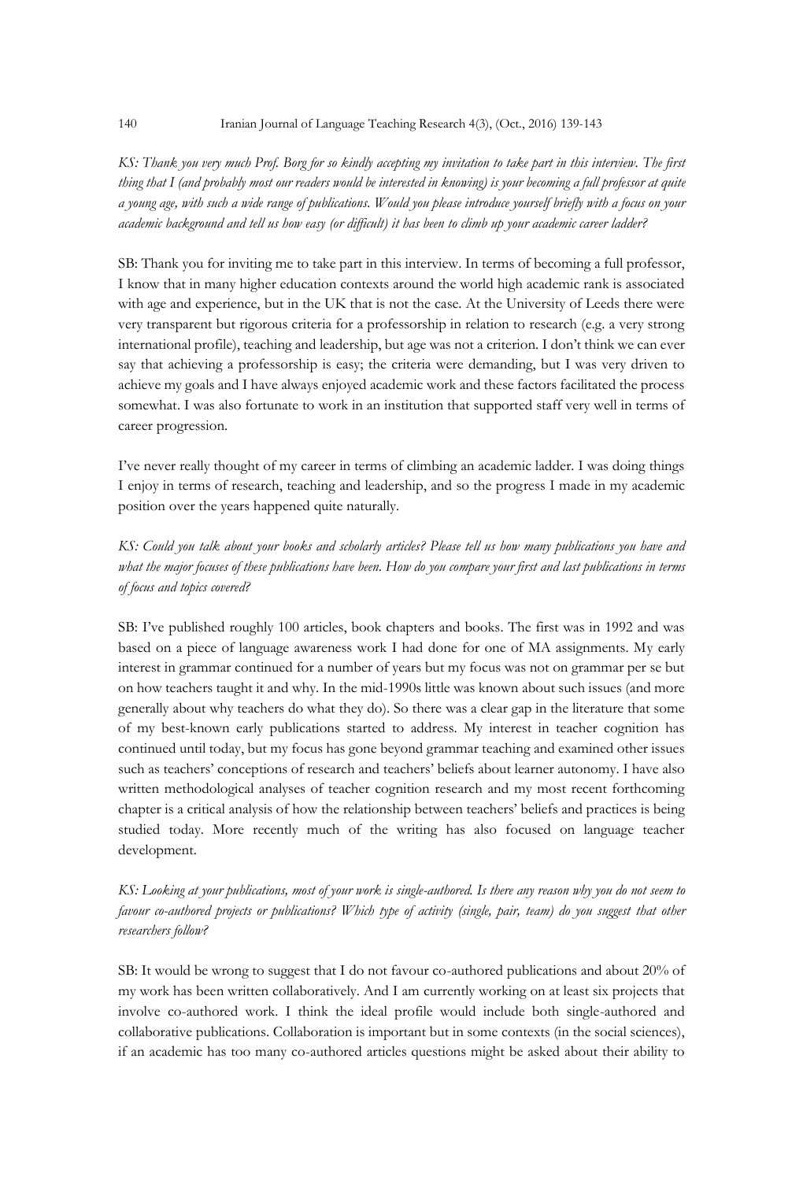*KS: Thank you very much Prof. Borg for so kindly accepting my invitation to take part in this interview. The first thing that I (and probably most our readers would be interested in knowing) is your becoming a full professor at quite a young age, with such a wide range of publications. Would you please introduce yourself briefly with a focus on your academic background and tell us how easy (or difficult) it has been to climb up your academic career ladder?*

SB: Thank you for inviting me to take part in this interview. In terms of becoming a full professor, I know that in many higher education contexts around the world high academic rank is associated with age and experience, but in the UK that is not the case. At the University of Leeds there were very transparent but rigorous criteria for a professorship in relation to research (e.g. a very strong international profile), teaching and leadership, but age was not a criterion. I don't think we can ever say that achieving a professorship is easy; the criteria were demanding, but I was very driven to achieve my goals and I have always enjoyed academic work and these factors facilitated the process somewhat. I was also fortunate to work in an institution that supported staff very well in terms of career progression.

I've never really thought of my career in terms of climbing an academic ladder. I was doing things I enjoy in terms of research, teaching and leadership, and so the progress I made in my academic position over the years happened quite naturally.

*KS: Could you talk about your books and scholarly articles? Please tell us how many publications you have and what the major focuses of these publications have been. How do you compare your first and last publications in terms of focus and topics covered?*

SB: I've published roughly 100 articles, book chapters and books. The first was in 1992 and was based on a piece of language awareness work I had done for one of MA assignments. My early interest in grammar continued for a number of years but my focus was not on grammar per se but on how teachers taught it and why. In the mid-1990s little was known about such issues (and more generally about why teachers do what they do). So there was a clear gap in the literature that some of my best-known early publications started to address. My interest in teacher cognition has continued until today, but my focus has gone beyond grammar teaching and examined other issues such as teachers' conceptions of research and teachers' beliefs about learner autonomy. I have also written methodological analyses of teacher cognition research and my most recent forthcoming chapter is a critical analysis of how the relationship between teachers' beliefs and practices is being studied today. More recently much of the writing has also focused on language teacher development.

*KS: Looking at your publications, most of your work is single-authored. Is there any reason why you do not seem to favour co-authored projects or publications? Which type of activity (single, pair, team) do you suggest that other researchers follow?*

SB: It would be wrong to suggest that I do not favour co-authored publications and about 20% of my work has been written collaboratively. And I am currently working on at least six projects that involve co-authored work. I think the ideal profile would include both single-authored and collaborative publications. Collaboration is important but in some contexts (in the social sciences), if an academic has too many co-authored articles questions might be asked about their ability to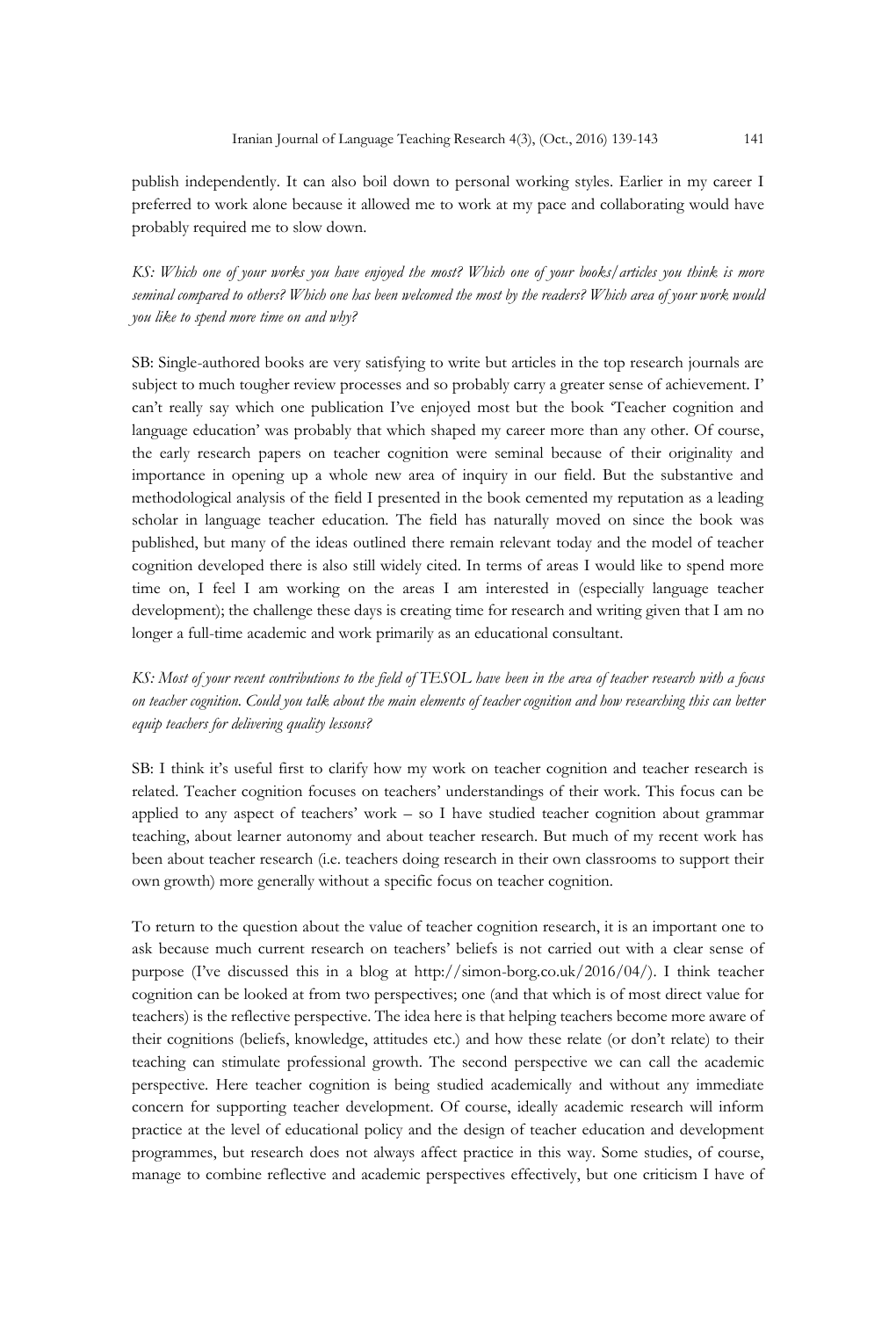publish independently. It can also boil down to personal working styles. Earlier in my career I preferred to work alone because it allowed me to work at my pace and collaborating would have probably required me to slow down.

*KS: Which one of your works you have enjoyed the most? Which one of your books/articles you think is more seminal compared to others? Which one has been welcomed the most by the readers? Which area of your work would you like to spend more time on and why?*

SB: Single-authored books are very satisfying to write but articles in the top research journals are subject to much tougher review processes and so probably carry a greater sense of achievement. I' can't really say which one publication I've enjoyed most but the book 'Teacher cognition and language education' was probably that which shaped my career more than any other. Of course, the early research papers on teacher cognition were seminal because of their originality and importance in opening up a whole new area of inquiry in our field. But the substantive and methodological analysis of the field I presented in the book cemented my reputation as a leading scholar in language teacher education. The field has naturally moved on since the book was published, but many of the ideas outlined there remain relevant today and the model of teacher cognition developed there is also still widely cited. In terms of areas I would like to spend more time on, I feel I am working on the areas I am interested in (especially language teacher development); the challenge these days is creating time for research and writing given that I am no longer a full-time academic and work primarily as an educational consultant.

*KS: Most of your recent contributions to the field of TESOL have been in the area of teacher research with a focus on teacher cognition. Could you talk about the main elements of teacher cognition and how researching this can better equip teachers for delivering quality lessons?*

SB: I think it's useful first to clarify how my work on teacher cognition and teacher research is related. Teacher cognition focuses on teachers' understandings of their work. This focus can be applied to any aspect of teachers' work – so I have studied teacher cognition about grammar teaching, about learner autonomy and about teacher research. But much of my recent work has been about teacher research (i.e. teachers doing research in their own classrooms to support their own growth) more generally without a specific focus on teacher cognition.

To return to the question about the value of teacher cognition research, it is an important one to ask because much current research on teachers' beliefs is not carried out with a clear sense of purpose (I've discussed this in a blog at http://simon-borg.co.uk/2016/04/). I think teacher cognition can be looked at from two perspectives; one (and that which is of most direct value for teachers) is the reflective perspective. The idea here is that helping teachers become more aware of their cognitions (beliefs, knowledge, attitudes etc.) and how these relate (or don't relate) to their teaching can stimulate professional growth. The second perspective we can call the academic perspective. Here teacher cognition is being studied academically and without any immediate concern for supporting teacher development. Of course, ideally academic research will inform practice at the level of educational policy and the design of teacher education and development programmes, but research does not always affect practice in this way. Some studies, of course, manage to combine reflective and academic perspectives effectively, but one criticism I have of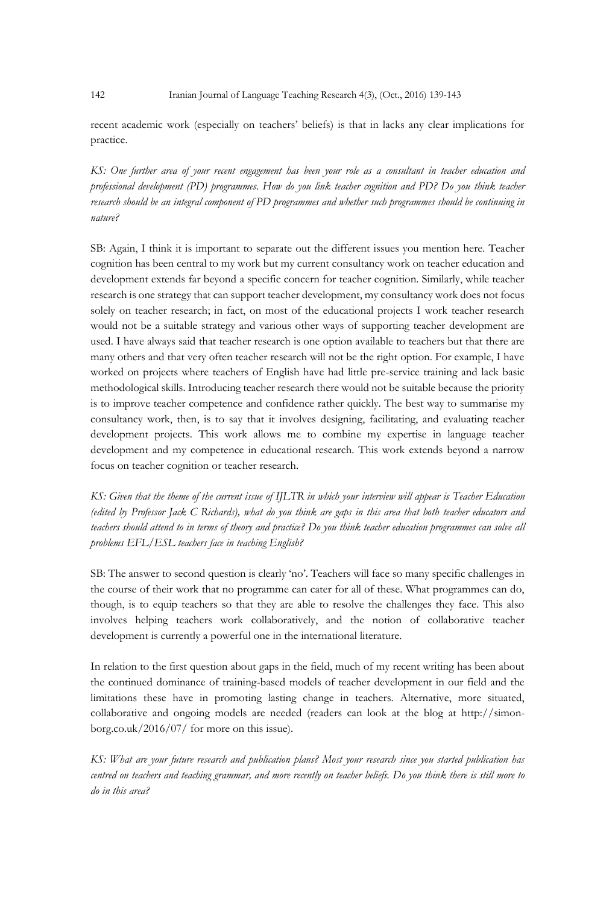recent academic work (especially on teachers' beliefs) is that in lacks any clear implications for practice.

*KS: One further area of your recent engagement has been your role as a consultant in teacher education and professional development (PD) programmes. How do you link teacher cognition and PD? Do you think teacher research should be an integral component of PD programmes and whether such programmes should be continuing in nature?*

SB: Again, I think it is important to separate out the different issues you mention here. Teacher cognition has been central to my work but my current consultancy work on teacher education and development extends far beyond a specific concern for teacher cognition. Similarly, while teacher research is one strategy that can support teacher development, my consultancy work does not focus solely on teacher research; in fact, on most of the educational projects I work teacher research would not be a suitable strategy and various other ways of supporting teacher development are used. I have always said that teacher research is one option available to teachers but that there are many others and that very often teacher research will not be the right option. For example, I have worked on projects where teachers of English have had little pre-service training and lack basic methodological skills. Introducing teacher research there would not be suitable because the priority is to improve teacher competence and confidence rather quickly. The best way to summarise my consultancy work, then, is to say that it involves designing, facilitating, and evaluating teacher development projects. This work allows me to combine my expertise in language teacher development and my competence in educational research. This work extends beyond a narrow focus on teacher cognition or teacher research.

*KS: Given that the theme of the current issue of IJLTR in which your interview will appear is Teacher Education (edited by Professor Jack C Richards), what do you think are gaps in this area that both teacher educators and teachers should attend to in terms of theory and practice? Do you think teacher education programmes can solve all problems EFL/ESL teachers face in teaching English?*

SB: The answer to second question is clearly 'no'. Teachers will face so many specific challenges in the course of their work that no programme can cater for all of these. What programmes can do, though, is to equip teachers so that they are able to resolve the challenges they face. This also involves helping teachers work collaboratively, and the notion of collaborative teacher development is currently a powerful one in the international literature.

In relation to the first question about gaps in the field, much of my recent writing has been about the continued dominance of training-based models of teacher development in our field and the limitations these have in promoting lasting change in teachers. Alternative, more situated, collaborative and ongoing models are needed (readers can look at the blog at http://simon-borg.co.uk/2016/07/ for more on this issue).

*KS: What are your future research and publication plans? Most your research since you started publication has centred on teachers and teaching grammar, and more recently on teacher beliefs. Do you think there is still more to do in this area?*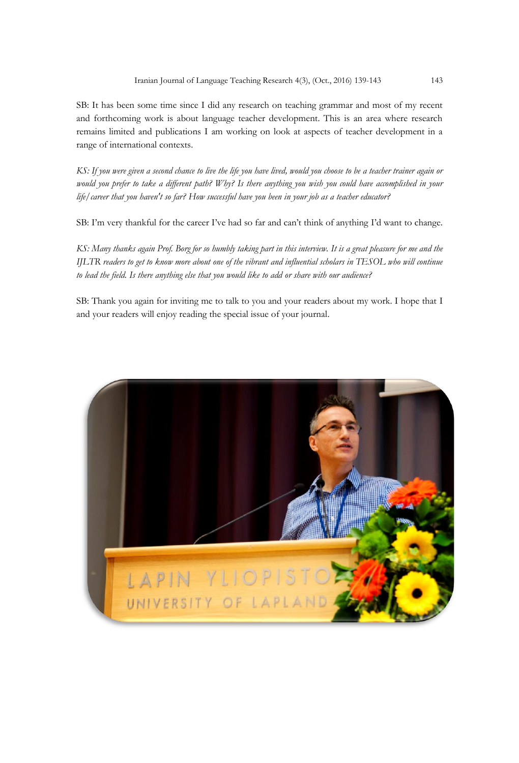SB: It has been some time since I did any research on teaching grammar and most of my recent and forthcoming work is about language teacher development. This is an area where research remains limited and publications I am working on look at aspects of teacher development in a range of international contexts.

*KS: If you were given a second chance to live the life you have lived, would you choose to be a teacher trainer again or would you prefer to take a different path? Why? Is there anything you wish you could have accomplished in your life/career that you haven't so far? How successful have you been in your job as a teacher educator?*

SB: I'm very thankful for the career I've had so far and can't think of anything I'd want to change.

*KS: Many thanks again Prof. Borg for so humbly taking part in this interview. It is a great pleasure for me and the IJLTR readers to get to know more about one of the vibrant and influential scholars in TESOL who will continue to lead the field. Is there anything else that you would like to add or share with our audience?*

SB: Thank you again for inviting me to talk to you and your readers about my work. I hope that I and your readers will enjoy reading the special issue of your journal.